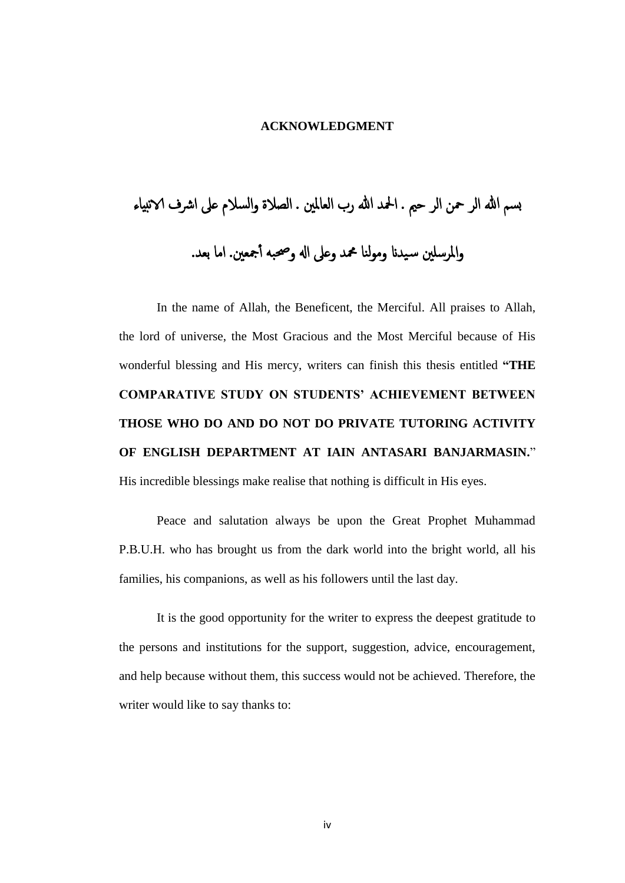# ACKNOWLEDGMENT

بسم الله الر حمن الر حيم . الحمد الله رب العالمين . الصلاة والسلام على اشرف الانبياء والمرسلين سيدنا ومولنا محمد وعلى اله وصحبه أجمعين. اما بعد.

In the name of Allah, the Beneficent, the Merciful. All praises to Allah, the lord of universe, the Most Gracious and the Most Merciful because of His wonderful blessing and His mercy, writers can finish this thesis entitled "**THE COMPARATIVE STUDY ON STUDENTS' ACHIEVEMENT BETWEEN THOSE WHO DO AND DO NOT DO PRIVATE TUTORING ACTIVITY OF ENGLISH DEPARTMENT AT IAIN ANTASARI BANJARMASIN.**" His incredible blessings make realise that nothing is difficult in His eyes.

Peace and salutation always be upon the Great Prophet Muhammad P.B.U.H. who has brought us from the dark world into the bright world, all his families, his companions, as well as his followers until the last day.

It is the good opportunity for the writer to express the deepest gratitude to the persons and institutions for the support, suggestion, advice, encouragement, and help because without them, this success would not be achieved. Therefore, the writer would like to say thanks to: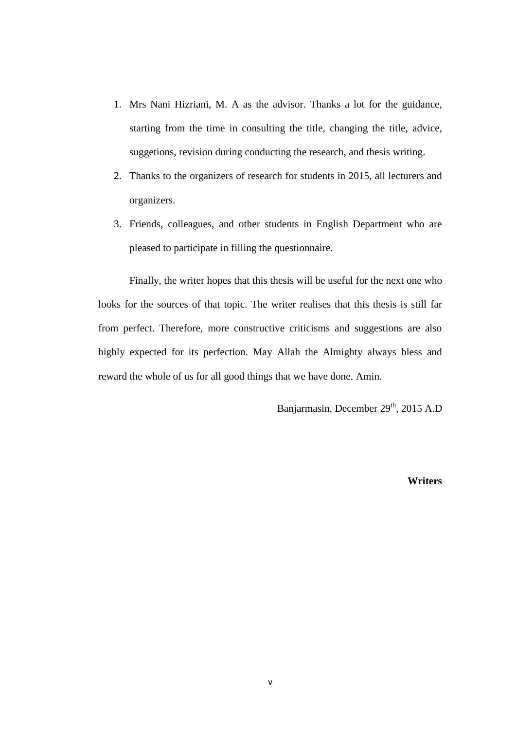1. Mrs Nani Hizriani, M. A as the advisor. Thanks a lot for the guidance, starting from the time in consulting the title, changing the title, advice, suggetions, revision during conducting the research, and thesis writing.
2. Thanks to the organizers of research for students in 2015, all lecturers and organizers.
3. Friends, colleagues, and other students in English Department who are pleased to participate in filling the questionnaire.

Finally, the writer hopes that this thesis will be useful for the next one who looks for the sources of that topic. The writer realises that this thesis is still far from perfect. Therefore, more constructive criticisms and suggestions are also highly expected for its perfection. May Allah the Almighty always bless and reward the whole of us for all good things that we have done. Amin.

Banjarmasin, December 29th, 2015 A.D

**Writers**